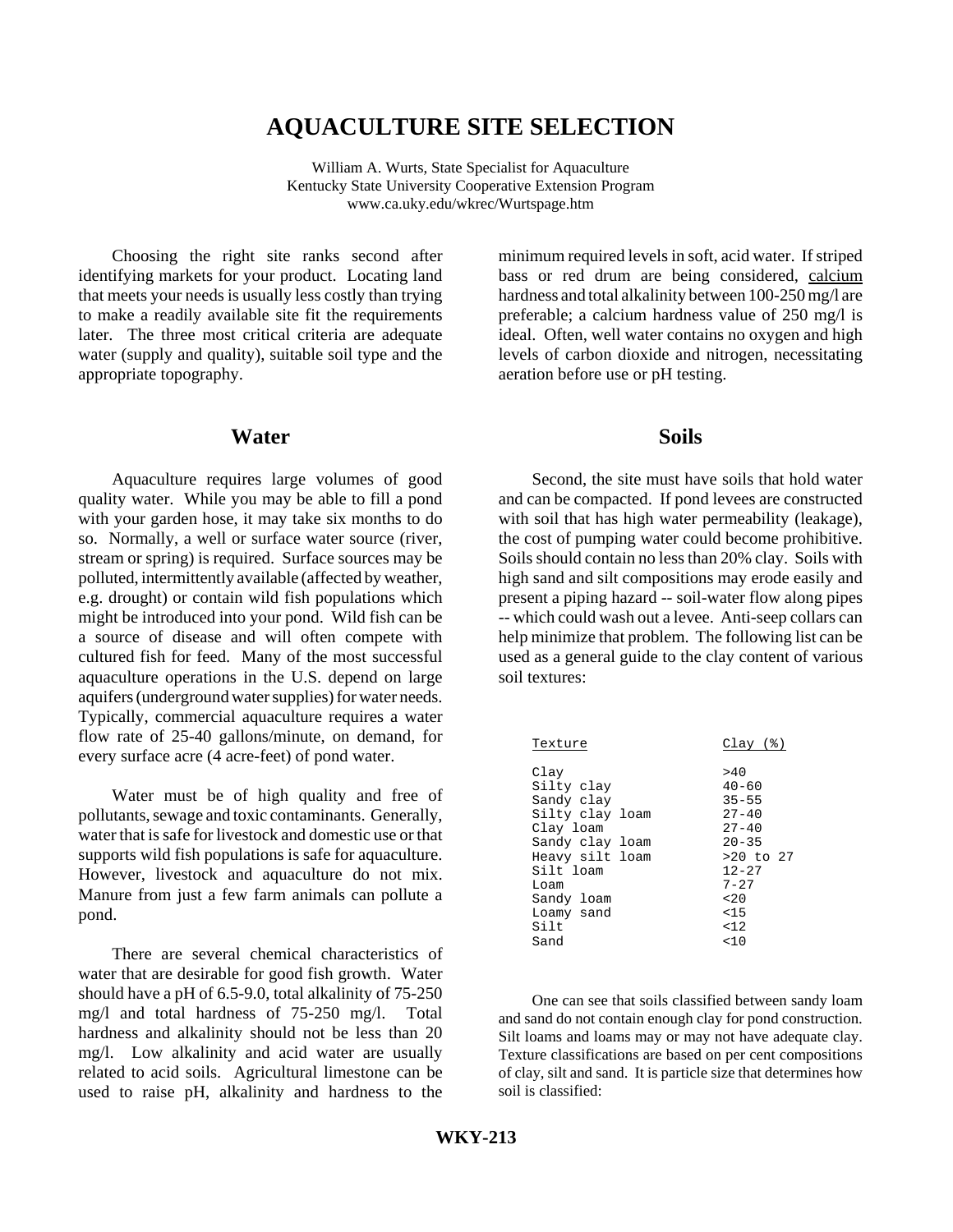# AQUACULTURE SITE SELECTION

William A. Wurts, State Specialist for Aquaculture
Kentucky State University Cooperative Extension Program
www.ca.uky.edu/wkrec/Wurtspage.htm

Choosing the right site ranks second after identifying markets for your product. Locating land that meets your needs is usually less costly than trying to make a readily available site fit the requirements later. The three most critical criteria are adequate water (supply and quality), suitable soil type and the appropriate topography.

## Water

Aquaculture requires large volumes of good quality water. While you may be able to fill a pond with your garden hose, it may take six months to do so. Normally, a well or surface water source (river, stream or spring) is required. Surface sources may be polluted, intermittently available (affected by weather, e.g. drought) or contain wild fish populations which might be introduced into your pond. Wild fish can be a source of disease and will often compete with cultured fish for feed. Many of the most successful aquaculture operations in the U.S. depend on large aquifers (underground water supplies) for water needs. Typically, commercial aquaculture requires a water flow rate of 25-40 gallons/minute, on demand, for every surface acre (4 acre-feet) of pond water.

Water must be of high quality and free of pollutants, sewage and toxic contaminants. Generally, water that is safe for livestock and domestic use or that supports wild fish populations is safe for aquaculture. However, livestock and aquaculture do not mix. Manure from just a few farm animals can pollute a pond.

There are several chemical characteristics of water that are desirable for good fish growth. Water should have a pH of 6.5-9.0, total alkalinity of 75-250 mg/l and total hardness of 75-250 mg/l. Total hardness and alkalinity should not be less than 20 mg/l. Low alkalinity and acid water are usually related to acid soils. Agricultural limestone can be used to raise pH, alkalinity and hardness to the minimum required levels in soft, acid water. If striped bass or red drum are being considered, <u>calcium</u> hardness and total alkalinity between 100-250 mg/l are preferable; a calcium hardness value of 250 mg/l is ideal. Often, well water contains no oxygen and high levels of carbon dioxide and nitrogen, necessitating aeration before use or pH testing.

## Soils

Second, the site must have soils that hold water and can be compacted. If pond levees are constructed with soil that has high water permeability (leakage), the cost of pumping water could become prohibitive. Soils should contain no less than 20% clay. Soils with high sand and silt compositions may erode easily and present a piping hazard -- soil-water flow along pipes -- which could wash out a levee. Anti-seep collars can help minimize that problem. The following list can be used as a general guide to the clay content of various soil textures:

| Texture | Clay (%) |
|---|---|
| Clay | >40 |
| Silty clay | 40-60 |
| Sandy clay | 35-55 |
| Silty clay loam | 27-40 |
| Clay loam | 27-40 |
| Sandy clay loam | 20-35 |
| Heavy silt loam | >20 to 27 |
| Silt loam | 12-27 |
| Loam | 7-27 |
| Sandy loam | <20 |
| Loamy sand | <15 |
| Silt | <12 |
| Sand | <10 |

One can see that soils classified between sandy loam and sand do not contain enough clay for pond construction. Silt loams and loams may or may not have adequate clay. Texture classifications are based on per cent compositions of clay, silt and sand. It is particle size that determines how soil is classified:

**WKY-213**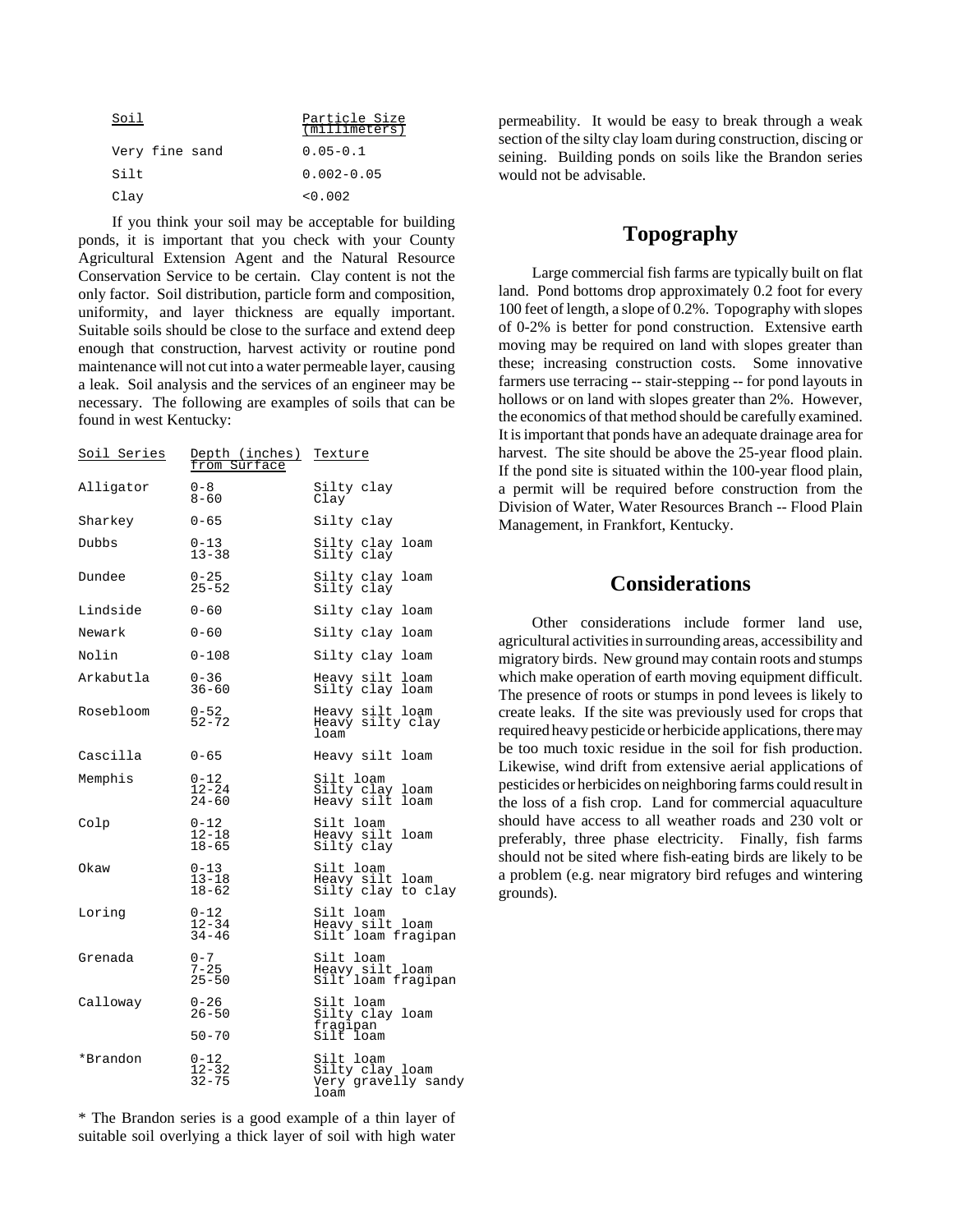| Soil | Particle Size (millimeters) |
|---|---|
| Very fine sand | 0.05-0.1 |
| Silt | 0.002-0.05 |
| Clay | <0.002 |

If you think your soil may be acceptable for building ponds, it is important that you check with your County Agricultural Extension Agent and the Natural Resource Conservation Service to be certain. Clay content is not the only factor. Soil distribution, particle form and composition, uniformity, and layer thickness are equally important. Suitable soils should be close to the surface and extend deep enough that construction, harvest activity or routine pond maintenance will not cut into a water permeable layer, causing a leak. Soil analysis and the services of an engineer may be necessary. The following are examples of soils that can be found in west Kentucky:

| Soil Series | Depth (inches) from Surface | Texture |
|---|---|---|
| Alligator | 0-8<br>8-60 | Silty clay<br>Clay |
| Sharkey | 0-65 | Silty clay |
| Dubbs | 0-13<br>13-38 | Silty clay loam<br>Silty clay |
| Dundee | 0-25<br>25-52 | Silty clay loam<br>Silty clay |
| Lindside | 0-60 | Silty clay loam |
| Newark | 0-60 | Silty clay loam |
| Nolin | 0-108 | Silty clay loam |
| Arkabutla | 0-36<br>36-60 | Heavy silt loam<br>Silty clay loam |
| Rosebloom | 0-52<br>52-72 | Heavy silt loam<br>Heavy silty clay loam |
| Cascilla | 0-65 | Heavy silt loam |
| Memphis | 0-12<br>12-24<br>24-60 | Silt loam<br>Silty clay loam<br>Heavy silt loam |
| Colp | 0-12<br>12-18<br>18-65 | Silt loam<br>Heavy silt loam<br>Silty clay |
| Okaw | 0-13<br>13-18<br>18-62 | Silt loam<br>Heavy silt loam<br>Silty clay to clay |
| Loring | 0-12<br>12-34<br>34-46 | Silt loam<br>Heavy silt loam<br>Silt loam fragipan |
| Grenada | 0-7<br>7-25<br>25-50 | Silt loam<br>Heavy silt loam<br>Silt loam fragipan |
| Calloway | 0-26<br>26-50<br>50-70 | Silt loam<br>Silty clay loam fragipan<br>Silt loam |
| *Brandon | 0-12<br>12-32<br>32-75 | Silt loam<br>Silty clay loam<br>Very gravelly sandy loam |

* The Brandon series is a good example of a thin layer of suitable soil overlying a thick layer of soil with high water permeability. It would be easy to break through a weak section of the silty clay loam during construction, discing or seining. Building ponds on soils like the Brandon series would not be advisable.

## Topography

Large commercial fish farms are typically built on flat land. Pond bottoms drop approximately 0.2 foot for every 100 feet of length, a slope of 0.2%. Topography with slopes of 0-2% is better for pond construction. Extensive earth moving may be required on land with slopes greater than these; increasing construction costs. Some innovative farmers use terracing -- stair-stepping -- for pond layouts in hollows or on land with slopes greater than 2%. However, the economics of that method should be carefully examined. It is important that ponds have an adequate drainage area for harvest. The site should be above the 25-year flood plain. If the pond site is situated within the 100-year flood plain, a permit will be required before construction from the Division of Water, Water Resources Branch -- Flood Plain Management, in Frankfort, Kentucky.

## Considerations

Other considerations include former land use, agricultural activities in surrounding areas, accessibility and migratory birds. New ground may contain roots and stumps which make operation of earth moving equipment difficult. The presence of roots or stumps in pond levees is likely to create leaks. If the site was previously used for crops that required heavy pesticide or herbicide applications, there may be too much toxic residue in the soil for fish production. Likewise, wind drift from extensive aerial applications of pesticides or herbicides on neighboring farms could result in the loss of a fish crop. Land for commercial aquaculture should have access to all weather roads and 230 volt or preferably, three phase electricity. Finally, fish farms should not be sited where fish-eating birds are likely to be a problem (e.g. near migratory bird refuges and wintering grounds).